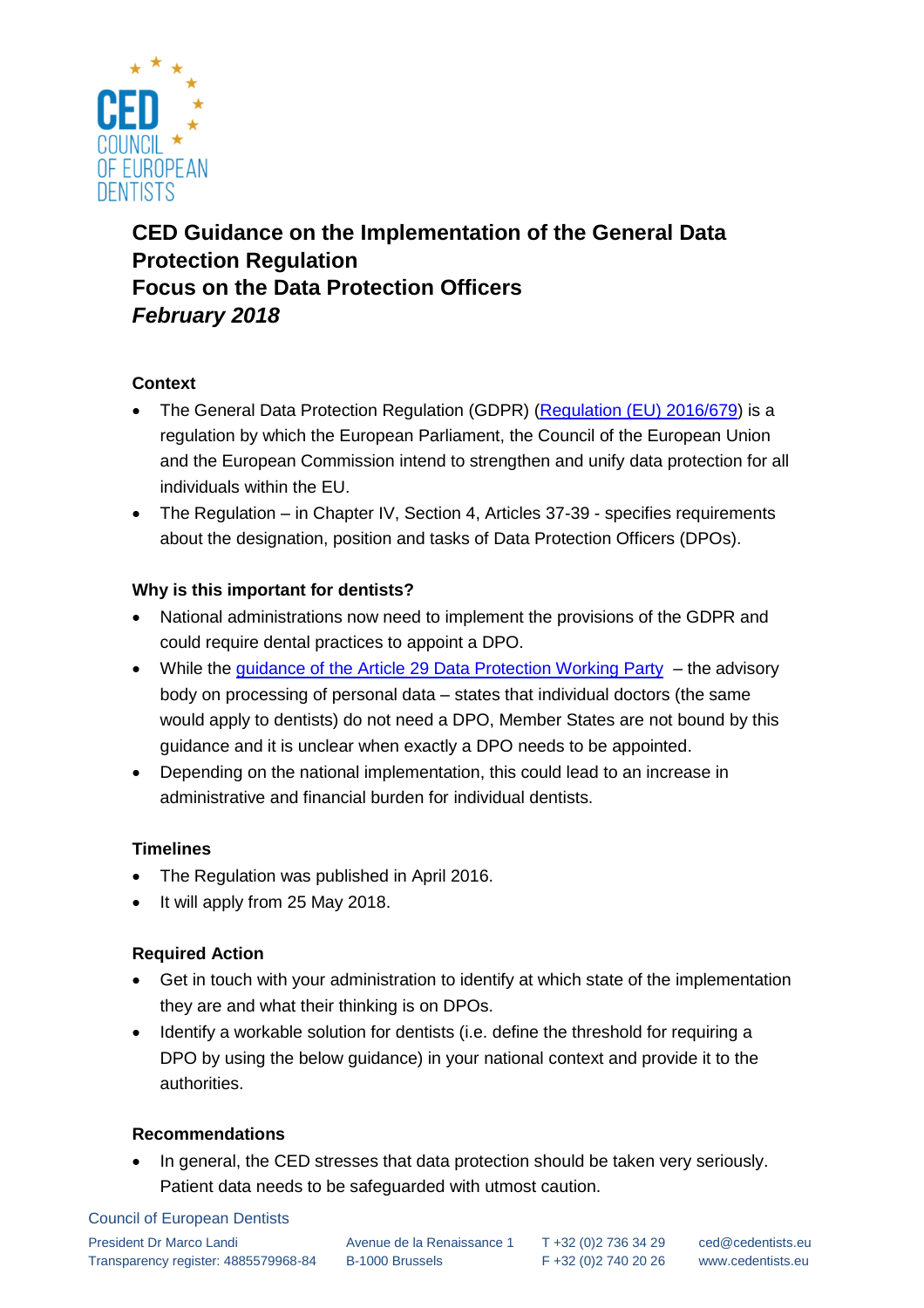# CED Guidance on the Implementation of the General Data Protection Regulation
# Focus on the Data Protection Officers
# *February 2018*

**Context**

- The General Data Protection Regulation (GDPR) (Regulation (EU) 2016/679) is a regulation by which the European Parliament, the Council of the European Union and the European Commission intend to strengthen and unify data protection for all individuals within the EU.
- The Regulation – in Chapter IV, Section 4, Articles 37-39 - specifies requirements about the designation, position and tasks of Data Protection Officers (DPOs).

**Why is this important for dentists?**

- National administrations now need to implement the provisions of the GDPR and could require dental practices to appoint a DPO.
- While the guidance of the Article 29 Data Protection Working Party – the advisory body on processing of personal data – states that individual doctors (the same would apply to dentists) do not need a DPO, Member States are not bound by this guidance and it is unclear when exactly a DPO needs to be appointed.
- Depending on the national implementation, this could lead to an increase in administrative and financial burden for individual dentists.

**Timelines**

- The Regulation was published in April 2016.
- It will apply from 25 May 2018.

**Required Action**

- Get in touch with your administration to identify at which state of the implementation they are and what their thinking is on DPOs.
- Identify a workable solution for dentists (i.e. define the threshold for requiring a DPO by using the below guidance) in your national context and provide it to the authorities.

**Recommendations**

- In general, the CED stresses that data protection should be taken very seriously. Patient data needs to be safeguarded with utmost caution.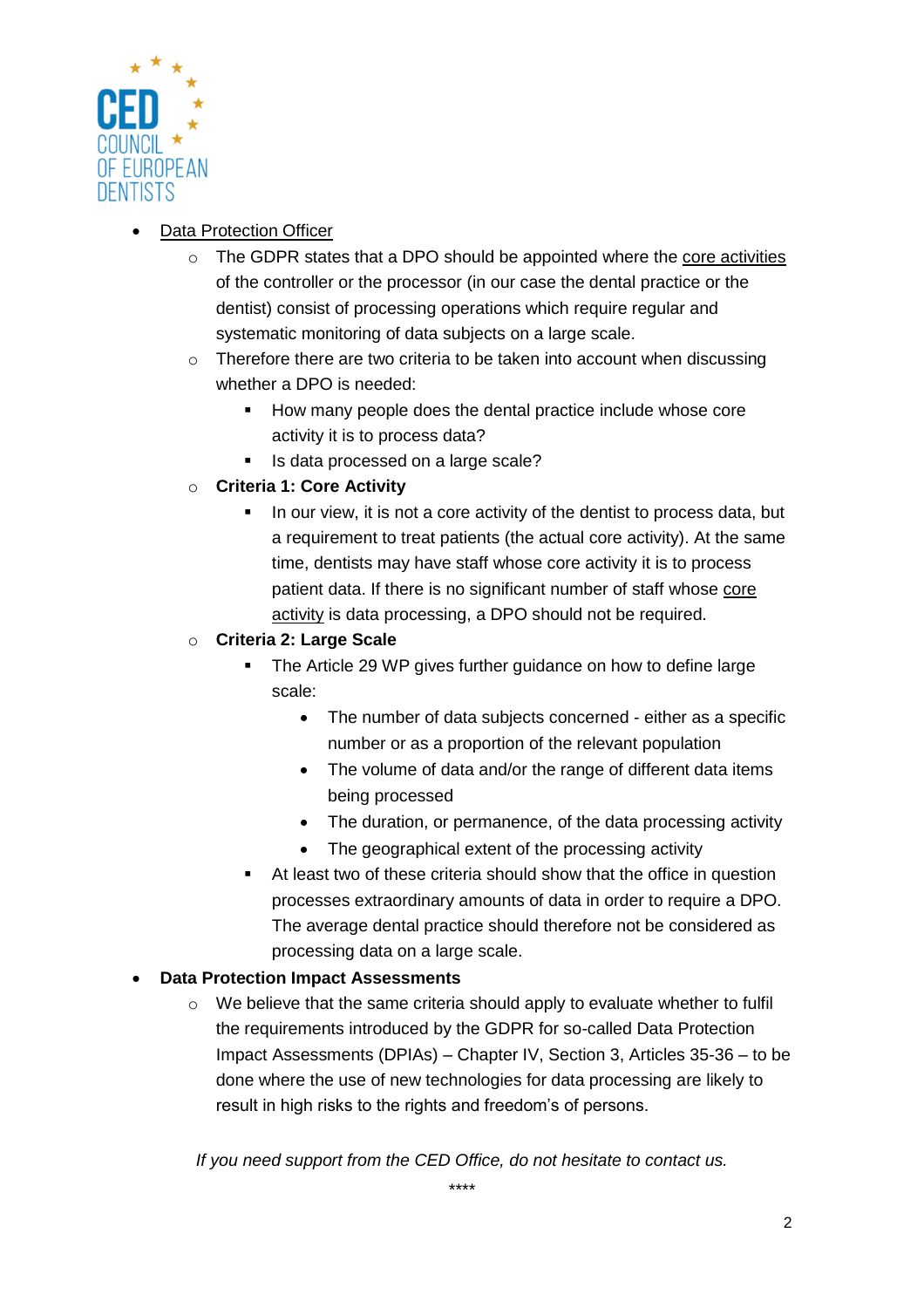- Data Protection Officer
    - The GDPR states that a DPO should be appointed where the core activities of the controller or the processor (in our case the dental practice or the dentist) consist of processing operations which require regular and systematic monitoring of data subjects on a large scale.
    - Therefore there are two criteria to be taken into account when discussing whether a DPO is needed:
        - How many people does the dental practice include whose core activity it is to process data?
        - Is data processed on a large scale?
    - **Criteria 1: Core Activity**
        - In our view, it is not a core activity of the dentist to process data, but a requirement to treat patients (the actual core activity). At the same time, dentists may have staff whose core activity it is to process patient data. If there is no significant number of staff whose core activity is data processing, a DPO should not be required.
    - **Criteria 2: Large Scale**
        - The Article 29 WP gives further guidance on how to define large scale:
            - The number of data subjects concerned - either as a specific number or as a proportion of the relevant population
            - The volume of data and/or the range of different data items being processed
            - The duration, or permanence, of the data processing activity
            - The geographical extent of the processing activity
        - At least two of these criteria should show that the office in question processes extraordinary amounts of data in order to require a DPO. The average dental practice should therefore not be considered as processing data on a large scale.
- **Data Protection Impact Assessments**
    - We believe that the same criteria should apply to evaluate whether to fulfil the requirements introduced by the GDPR for so-called Data Protection Impact Assessments (DPIAs) – Chapter IV, Section 3, Articles 35-36 – to be done where the use of new technologies for data processing are likely to result in high risks to the rights and freedom's of persons.

*If you need support from the CED Office, do not hesitate to contact us.*

****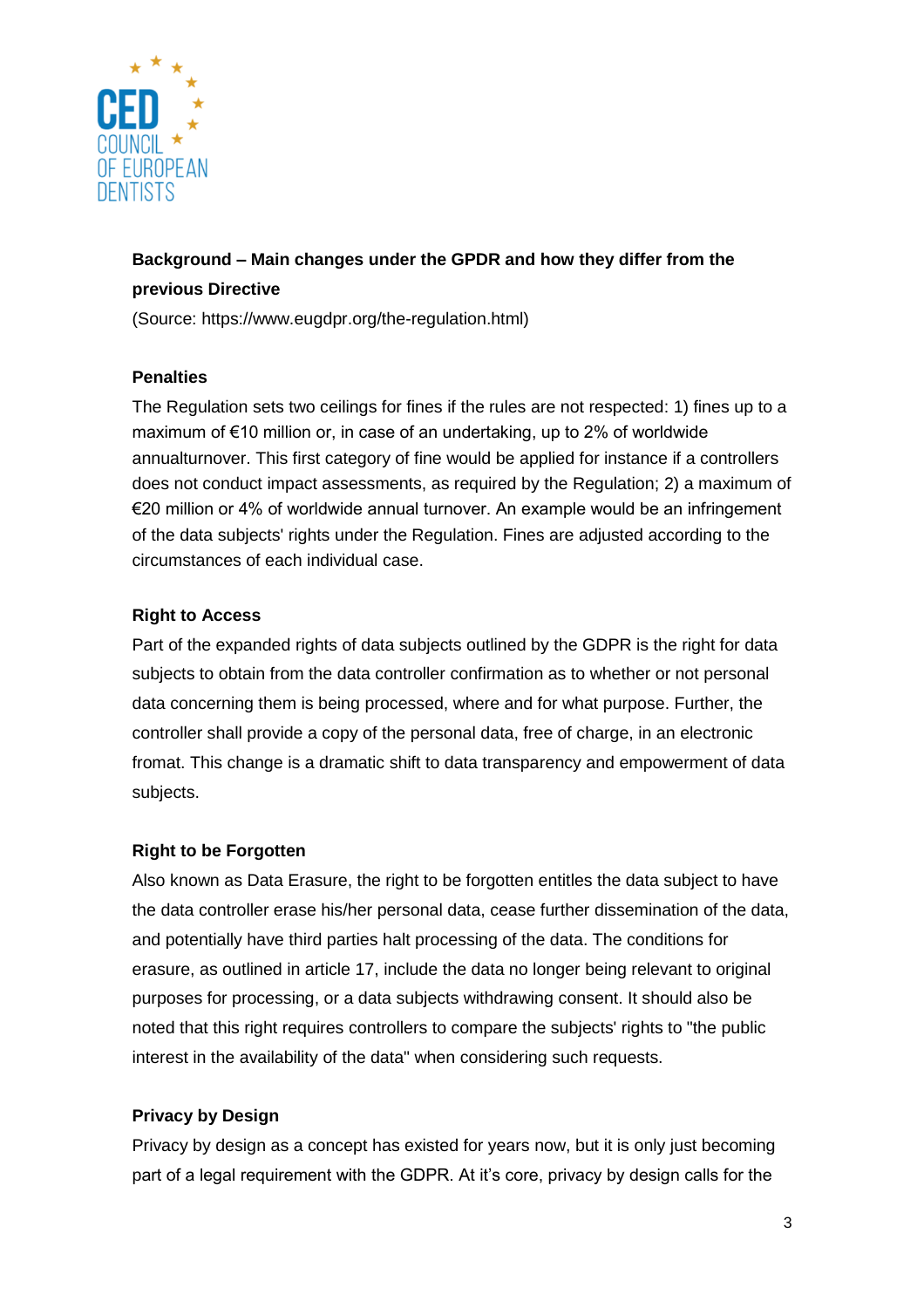## Background – Main changes under the GPDR and how they differ from the previous Directive

(Source: https://www.eugdpr.org/the-regulation.html)

### Penalties

The Regulation sets two ceilings for fines if the rules are not respected: 1) fines up to a maximum of €10 million or, in case of an undertaking, up to 2% of worldwide annualturnover. This first category of fine would be applied for instance if a controllers does not conduct impact assessments, as required by the Regulation; 2) a maximum of €20 million or 4% of worldwide annual turnover. An example would be an infringement of the data subjects' rights under the Regulation. Fines are adjusted according to the circumstances of each individual case.

### Right to Access

Part of the expanded rights of data subjects outlined by the GDPR is the right for data subjects to obtain from the data controller confirmation as to whether or not personal data concerning them is being processed, where and for what purpose. Further, the controller shall provide a copy of the personal data, free of charge, in an electronic fromat. This change is a dramatic shift to data transparency and empowerment of data subjects.

### Right to be Forgotten

Also known as Data Erasure, the right to be forgotten entitles the data subject to have the data controller erase his/her personal data, cease further dissemination of the data, and potentially have third parties halt processing of the data. The conditions for erasure, as outlined in article 17, include the data no longer being relevant to original purposes for processing, or a data subjects withdrawing consent. It should also be noted that this right requires controllers to compare the subjects' rights to "the public interest in the availability of the data" when considering such requests.

### Privacy by Design

Privacy by design as a concept has existed for years now, but it is only just becoming part of a legal requirement with the GDPR. At it's core, privacy by design calls for the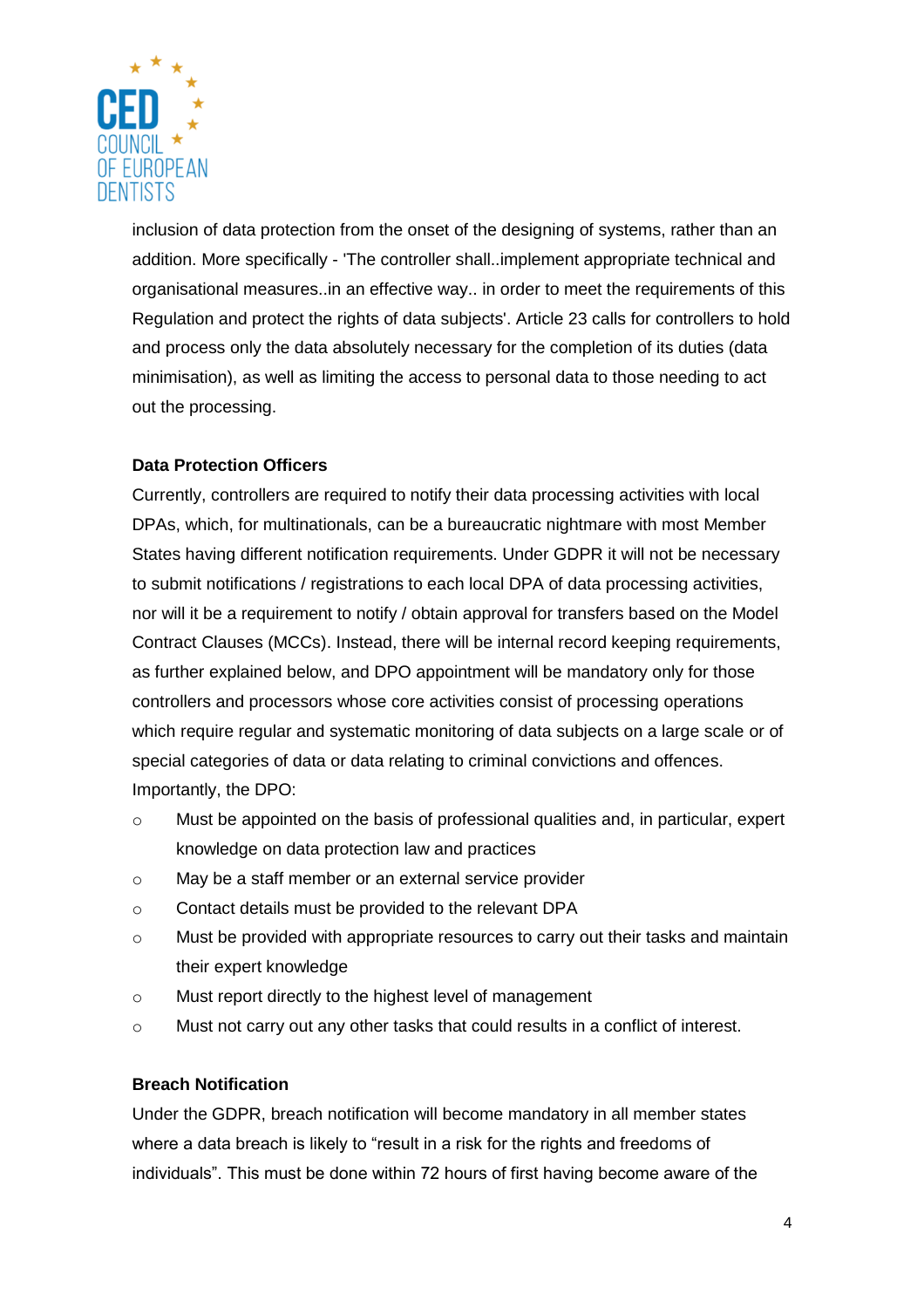inclusion of data protection from the onset of the designing of systems, rather than an addition. More specifically - 'The controller shall..implement appropriate technical and organisational measures..in an effective way.. in order to meet the requirements of this Regulation and protect the rights of data subjects'. Article 23 calls for controllers to hold and process only the data absolutely necessary for the completion of its duties (data minimisation), as well as limiting the access to personal data to those needing to act out the processing.

**Data Protection Officers**

Currently, controllers are required to notify their data processing activities with local DPAs, which, for multinationals, can be a bureaucratic nightmare with most Member States having different notification requirements. Under GDPR it will not be necessary to submit notifications / registrations to each local DPA of data processing activities, nor will it be a requirement to notify / obtain approval for transfers based on the Model Contract Clauses (MCCs). Instead, there will be internal record keeping requirements, as further explained below, and DPO appointment will be mandatory only for those controllers and processors whose core activities consist of processing operations which require regular and systematic monitoring of data subjects on a large scale or of special categories of data or data relating to criminal convictions and offences. Importantly, the DPO:

- Must be appointed on the basis of professional qualities and, in particular, expert knowledge on data protection law and practices
- May be a staff member or an external service provider
- Contact details must be provided to the relevant DPA
- Must be provided with appropriate resources to carry out their tasks and maintain their expert knowledge
- Must report directly to the highest level of management
- Must not carry out any other tasks that could results in a conflict of interest.

**Breach Notification**

Under the GDPR, breach notification will become mandatory in all member states where a data breach is likely to “result in a risk for the rights and freedoms of individuals”. This must be done within 72 hours of first having become aware of the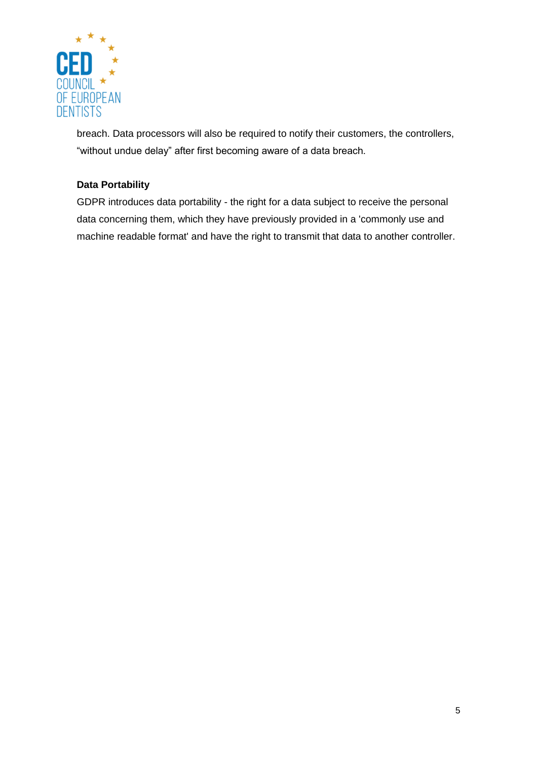breach. Data processors will also be required to notify their customers, the controllers, "without undue delay" after first becoming aware of a data breach.

**Data Portability**

GDPR introduces data portability - the right for a data subject to receive the personal data concerning them, which they have previously provided in a 'commonly use and machine readable format' and have the right to transmit that data to another controller.